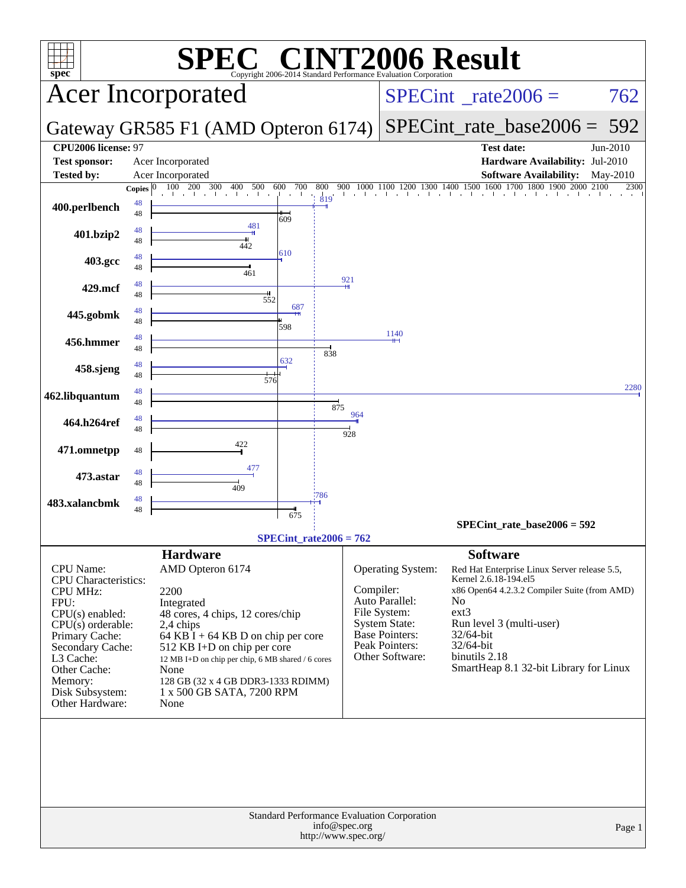# SPEC CINT2006 Result

Copyright 2006-2014 Standard Performance Evaluation Corporation

## Acer Incorporated

**Gateway GR585 F1 (AMD Opteron 6174)**

SPECint_rate2006 = 762

SPECint_rate_base2006 = 592

| | | | |
|---|---|---|---|
| **CPU2006 license:** | 97 | **Test date:** | Jun-2010 |
| **Test sponsor:** | Acer Incorporated | **Hardware Availability:** | Jul-2010 |
| **Tested by:** | Acer Incorporated | **Software Availability:** | May-2010 |

| Benchmark | Copies (peak) | Peak | Copies (base) | Base |
|---|---|---|---|---|
| 400.perlbench | 48 | 819 | 48 | 609 |
| 401.bzip2 | 48 | 481 | 48 | 442 |
| 403.gcc | 48 | 610 | 48 | 461 |
| 429.mcf | 48 | 921 | 48 | 552 |
| 445.gobmk | 48 | 687 | 48 | 598 |
| 456.hmmer | 48 | 1140 | 48 | 838 |
| 458.sjeng | 48 | 632 | 48 | 576 |
| 462.libquantum | 48 | 2280 | 48 | 875 |
| 464.h264ref | 48 | 964 | 48 | 928 |
| 471.omnetpp | | | 48 | 422 |
| 473.astar | 48 | 477 | 48 | 409 |
| 483.xalancbmk | 48 | 786 | 48 | 675 |

SPECint_rate_base2006 = 592

SPECint_rate2006 = 762

## Hardware

| | |
|---|---|
| CPU Name: | AMD Opteron 6174 |
| CPU Characteristics: | |
| CPU MHz: | 2200 |
| FPU: | Integrated |
| CPU(s) enabled: | 48 cores, 4 chips, 12 cores/chip |
| CPU(s) orderable: | 2,4 chips |
| Primary Cache: | 64 KB I + 64 KB D on chip per core |
| Secondary Cache: | 512 KB I+D on chip per core |
| L3 Cache: | 12 MB I+D on chip per chip, 6 MB shared / 6 cores |
| Other Cache: | None |
| Memory: | 128 GB (32 x 4 GB DDR3-1333 RDIMM) |
| Disk Subsystem: | 1 x 500 GB SATA, 7200 RPM |
| Other Hardware: | None |

## Software

| | |
|---|---|
| Operating System: | Red Hat Enterprise Linux Server release 5.5, Kernel 2.6.18-194.el5 |
| Compiler: | x86 Open64 4.2.3.2 Compiler Suite (from AMD) |
| Auto Parallel: | No |
| File System: | ext3 |
| System State: | Run level 3 (multi-user) |
| Base Pointers: | 32/64-bit |
| Peak Pointers: | 32/64-bit |
| Other Software: | binutils 2.18<br>SmartHeap 8.1 32-bit Library for Linux |

Standard Performance Evaluation Corporation
info@spec.org
http://www.spec.org/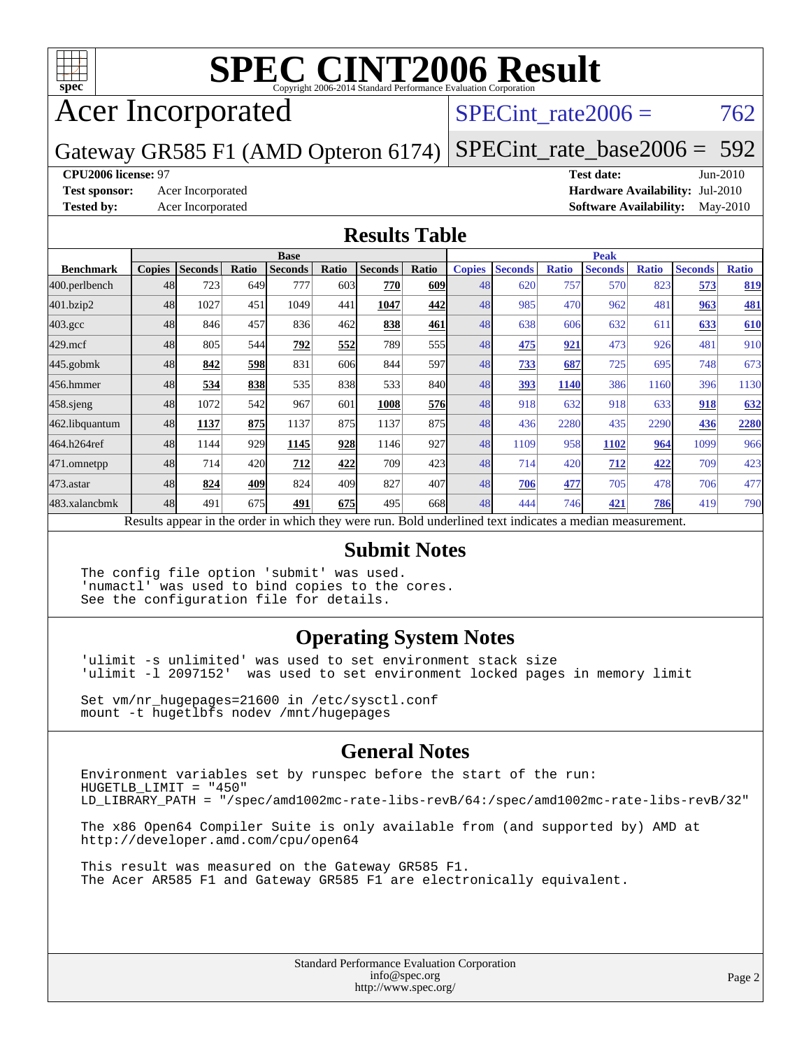# SPEC CINT2006 Result

Copyright 2006-2014 Standard Performance Evaluation Corporation

## Acer Incorporated

Gateway GR585 F1 (AMD Opteron 6174)

SPECint_rate2006 = 762

SPECint_rate_base2006 = 592

**CPU2006 license:** 97
**Test sponsor:** Acer Incorporated
**Tested by:** Acer Incorporated

**Test date:** Jun-2010
**Hardware Availability:** Jul-2010
**Software Availability:** May-2010

## Results Table

| Benchmark | Base | | | | | | | Peak | | | | | | |
|---|---|---|---|---|---|---|---|---|---|---|---|---|---|---|
| | Copies | Seconds | Ratio | Seconds | Ratio | Seconds | Ratio | Copies | Seconds | Ratio | Seconds | Ratio | Seconds | Ratio |
| 400.perlbench | 48 | 723 | 649 | 777 | 603 | **770** | **609** | 48 | 620 | 757 | 570 | 823 | **573** | **819** |
| 401.bzip2 | 48 | 1027 | 451 | 1049 | 441 | **1047** | **442** | 48 | 985 | 470 | 962 | 481 | **963** | **481** |
| 403.gcc | 48 | 846 | 457 | 836 | 462 | **838** | **461** | 48 | 638 | 606 | 632 | 611 | **633** | **610** |
| 429.mcf | 48 | 805 | 544 | **792** | **552** | 789 | 555 | 48 | **475** | **921** | 473 | 926 | 481 | 910 |
| 445.gobmk | 48 | **842** | **598** | 831 | 606 | 844 | 597 | 48 | **733** | **687** | 725 | 695 | 748 | 673 |
| 456.hmmer | 48 | **534** | **838** | 535 | 838 | 533 | 840 | 48 | **393** | **1140** | 386 | 1160 | 396 | 1130 |
| 458.sjeng | 48 | 1072 | 542 | 967 | 601 | **1008** | **576** | 48 | 918 | 632 | 918 | 633 | **918** | **632** |
| 462.libquantum | 48 | **1137** | **875** | 1137 | 875 | 1137 | 875 | 48 | 436 | 2280 | 435 | 2290 | **436** | **2280** |
| 464.h264ref | 48 | 1144 | 929 | **1145** | **928** | 1146 | 927 | 48 | 1109 | 958 | **1102** | **964** | 1099 | 966 |
| 471.omnetpp | 48 | 714 | 420 | **712** | **422** | 709 | 423 | 48 | 714 | 420 | **712** | **422** | 709 | 423 |
| 473.astar | 48 | **824** | **409** | 824 | 409 | 827 | 407 | 48 | **706** | **477** | 705 | 478 | 706 | 477 |
| 483.xalancbmk | 48 | 491 | 675 | **491** | **675** | 495 | 668 | 48 | 444 | 746 | **421** | **786** | 419 | 790 |

Results appear in the order in which they were run. Bold underlined text indicates a median measurement.

## Submit Notes

```
The config file option 'submit' was used.
'numactl' was used to bind copies to the cores.
See the configuration file for details.
```

## Operating System Notes

```
'ulimit -s unlimited' was used to set environment stack size
'ulimit -l 2097152'  was used to set environment locked pages in memory limit

Set vm/nr_hugepages=21600 in /etc/sysctl.conf
mount -t hugetlbfs nodev /mnt/hugepages
```

## General Notes

```
Environment variables set by runspec before the start of the run:
HUGETLB_LIMIT = "450"
LD_LIBRARY_PATH = "/spec/amd1002mc-rate-libs-revB/64:/spec/amd1002mc-rate-libs-revB/32"

The x86 Open64 Compiler Suite is only available from (and supported by) AMD at
http://developer.amd.com/cpu/open64

This result was measured on the Gateway GR585 F1.
The Acer AR585 F1 and Gateway GR585 F1 are electronically equivalent.
```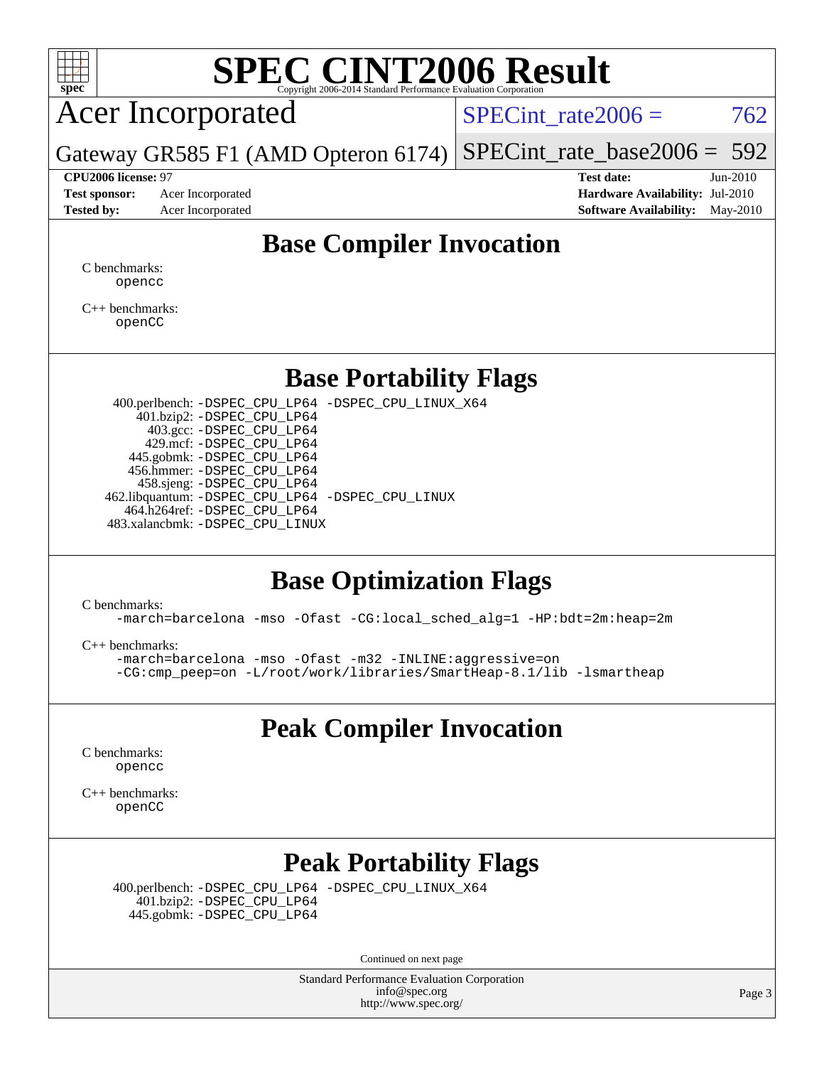# SPEC CINT2006 Result

Copyright 2006-2014 Standard Performance Evaluation Corporation

## Acer Incorporated

Gateway GR585 F1 (AMD Opteron 6174)

SPECint_rate2006 = 762

SPECint_rate_base2006 = 592

**CPU2006 license:** 97
**Test sponsor:** Acer Incorporated
**Tested by:** Acer Incorporated

**Test date:** Jun-2010
**Hardware Availability:** Jul-2010
**Software Availability:** May-2010

## Base Compiler Invocation

C benchmarks:
```
opencc
```

C++ benchmarks:
```
openCC
```

## Base Portability Flags

```
400.perlbench: -DSPEC_CPU_LP64 -DSPEC_CPU_LINUX_X64
401.bzip2: -DSPEC_CPU_LP64
403.gcc: -DSPEC_CPU_LP64
429.mcf: -DSPEC_CPU_LP64
445.gobmk: -DSPEC_CPU_LP64
456.hmmer: -DSPEC_CPU_LP64
458.sjeng: -DSPEC_CPU_LP64
462.libquantum: -DSPEC_CPU_LP64 -DSPEC_CPU_LINUX
464.h264ref: -DSPEC_CPU_LP64
483.xalancbmk: -DSPEC_CPU_LINUX
```

## Base Optimization Flags

C benchmarks:
```
-march=barcelona -mso -Ofast -CG:local_sched_alg=1 -HP:bdt=2m:heap=2m
```

C++ benchmarks:
```
-march=barcelona -mso -Ofast -m32 -INLINE:aggressive=on
-CG:cmp_peep=on -L/root/work/libraries/SmartHeap-8.1/lib -lsmartheap
```

## Peak Compiler Invocation

C benchmarks:
```
opencc
```

C++ benchmarks:
```
openCC
```

## Peak Portability Flags

```
400.perlbench: -DSPEC_CPU_LP64 -DSPEC_CPU_LINUX_X64
401.bzip2: -DSPEC_CPU_LP64
445.gobmk: -DSPEC_CPU_LP64
```

Continued on next page

Standard Performance Evaluation Corporation
info@spec.org
http://www.spec.org/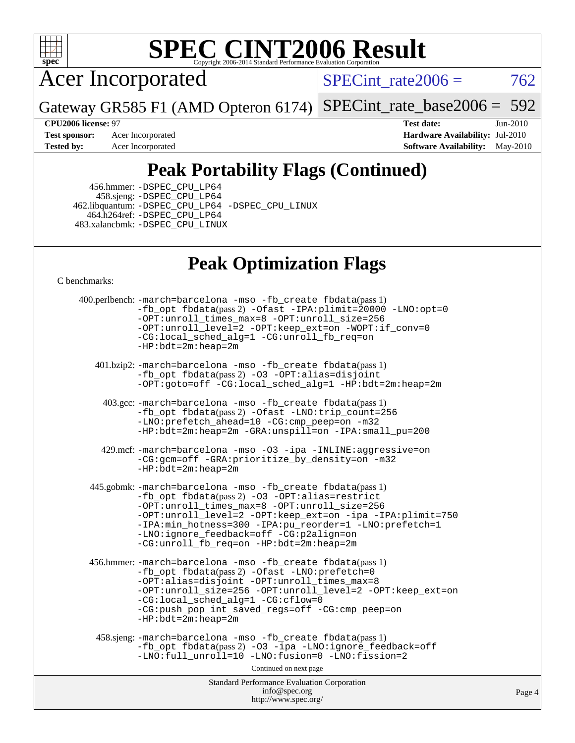# SPEC CINT2006 Result

Copyright 2006-2014 Standard Performance Evaluation Corporation

## Acer Incorporated

Gateway GR585 F1 (AMD Opteron 6174)

SPECint_rate2006 = 762

SPECint_rate_base2006 = 592

**CPU2006 license:** 97
**Test sponsor:** Acer Incorporated
**Tested by:** Acer Incorporated

**Test date:** Jun-2010
**Hardware Availability:** Jul-2010
**Software Availability:** May-2010

## Peak Portability Flags (Continued)

456.hmmer: -DSPEC_CPU_LP64
458.sjeng: -DSPEC_CPU_LP64
462.libquantum: -DSPEC_CPU_LP64 -DSPEC_CPU_LINUX
464.h264ref: -DSPEC_CPU_LP64
483.xalancbmk: -DSPEC_CPU_LINUX

## Peak Optimization Flags

C benchmarks:

400.perlbench: -march=barcelona -mso -fb_create fbdata(pass 1) -fb_opt fbdata(pass 2) -Ofast -IPA:plimit=20000 -LNO:opt=0 -OPT:unroll_times_max=8 -OPT:unroll_size=256 -OPT:unroll_level=2 -OPT:keep_ext=on -WOPT:if_conv=0 -CG:local_sched_alg=1 -CG:unroll_fb_req=on -HP:bdt=2m:heap=2m

401.bzip2: -march=barcelona -mso -fb_create fbdata(pass 1) -fb_opt fbdata(pass 2) -O3 -OPT:alias=disjoint -OPT:goto=off -CG:local_sched_alg=1 -HP:bdt=2m:heap=2m

403.gcc: -march=barcelona -mso -fb_create fbdata(pass 1) -fb_opt fbdata(pass 2) -Ofast -LNO:trip_count=256 -LNO:prefetch_ahead=10 -CG:cmp_peep=on -m32 -HP:bdt=2m:heap=2m -GRA:unspill=on -IPA:small_pu=200

429.mcf: -march=barcelona -mso -O3 -ipa -INLINE:aggressive=on -CG:gcm=off -GRA:prioritize_by_density=on -m32 -HP:bdt=2m:heap=2m

445.gobmk: -march=barcelona -mso -fb_create fbdata(pass 1) -fb_opt fbdata(pass 2) -O3 -OPT:alias=restrict -OPT:unroll_times_max=8 -OPT:unroll_size=256 -OPT:unroll_level=2 -OPT:keep_ext=on -ipa -IPA:plimit=750 -IPA:min_hotness=300 -IPA:pu_reorder=1 -LNO:prefetch=1 -LNO:ignore_feedback=off -CG:p2align=on -CG:unroll_fb_req=on -HP:bdt=2m:heap=2m

456.hmmer: -march=barcelona -mso -fb_create fbdata(pass 1) -fb_opt fbdata(pass 2) -Ofast -LNO:prefetch=0 -OPT:alias=disjoint -OPT:unroll_times_max=8 -OPT:unroll_size=256 -OPT:unroll_level=2 -OPT:keep_ext=on -CG:local_sched_alg=1 -CG:cflow=0 -CG:push_pop_int_saved_regs=off -CG:cmp_peep=on -HP:bdt=2m:heap=2m

458.sjeng: -march=barcelona -mso -fb_create fbdata(pass 1) -fb_opt fbdata(pass 2) -O3 -ipa -LNO:ignore_feedback=off -LNO:full_unroll=10 -LNO:fusion=0 -LNO:fission=2

Continued on next page

Standard Performance Evaluation Corporation
info@spec.org
http://www.spec.org/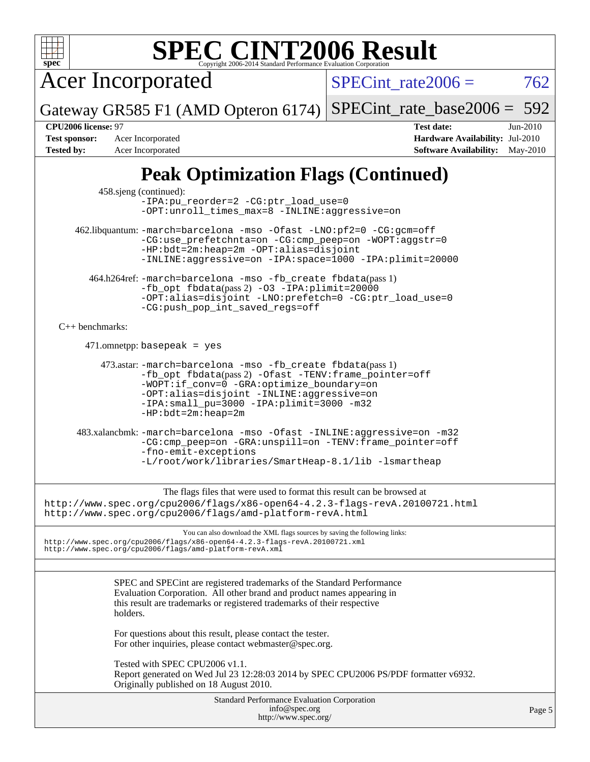# SPEC CINT2006 Result

Copyright 2006-2014 Standard Performance Evaluation Corporation

**Acer Incorporated**

Gateway GR585 F1 (AMD Opteron 6174)

SPECint_rate2006 = 762

SPECint_rate_base2006 = 592

| | | | |
|---|---|---|---|
| **CPU2006 license:** 97 | | **Test date:** | Jun-2010 |
| **Test sponsor:** | Acer Incorporated | **Hardware Availability:** | Jul-2010 |
| **Tested by:** | Acer Incorporated | **Software Availability:** | May-2010 |

## Peak Optimization Flags (Continued)

458.sjeng (continued):
```
-IPA:pu_reorder=2 -CG:ptr_load_use=0
-OPT:unroll_times_max=8 -INLINE:aggressive=on
```

462.libquantum:
```
-march=barcelona -mso -Ofast -LNO:pf2=0 -CG:gcm=off
-CG:use_prefetchnta=on -CG:cmp_peep=on -WOPT:aggstr=0
-HP:bdt=2m:heap=2m -OPT:alias=disjoint
-INLINE:aggressive=on -IPA:space=1000 -IPA:plimit=20000
```

464.h264ref:
```
-march=barcelona -mso -fb_create fbdata(pass 1)
-fb_opt fbdata(pass 2) -O3 -IPA:plimit=20000
-OPT:alias=disjoint -LNO:prefetch=0 -CG:ptr_load_use=0
-CG:push_pop_int_saved_regs=off
```

C++ benchmarks:

471.omnetpp: `basepeak = yes`

473.astar:
```
-march=barcelona -mso -fb_create fbdata(pass 1)
-fb_opt fbdata(pass 2) -Ofast -TENV:frame_pointer=off
-WOPT:if_conv=0 -GRA:optimize_boundary=on
-OPT:alias=disjoint -INLINE:aggressive=on
-IPA:small_pu=3000 -IPA:plimit=3000 -m32
-HP:bdt=2m:heap=2m
```

483.xalancbmk:
```
-march=barcelona -mso -Ofast -INLINE:aggressive=on -m32
-CG:cmp_peep=on -GRA:unspill=on -TENV:frame_pointer=off
-fno-emit-exceptions
-L/root/work/libraries/SmartHeap-8.1/lib -lsmartheap
```

The flags files that were used to format this result can be browsed at
http://www.spec.org/cpu2006/flags/x86-open64-4.2.3-flags-revA.20100721.html
http://www.spec.org/cpu2006/flags/amd-platform-revA.html

You can also download the XML flags sources by saving the following links:
http://www.spec.org/cpu2006/flags/x86-open64-4.2.3-flags-revA.20100721.xml
http://www.spec.org/cpu2006/flags/amd-platform-revA.xml

SPEC and SPECint are registered trademarks of the Standard Performance Evaluation Corporation. All other brand and product names appearing in this result are trademarks or registered trademarks of their respective holders.

For questions about this result, please contact the tester.
For other inquiries, please contact webmaster@spec.org.

Tested with SPEC CPU2006 v1.1.
Report generated on Wed Jul 23 12:28:03 2014 by SPEC CPU2006 PS/PDF formatter v6932.
Originally published on 18 August 2010.

Standard Performance Evaluation Corporation
info@spec.org
http://www.spec.org/